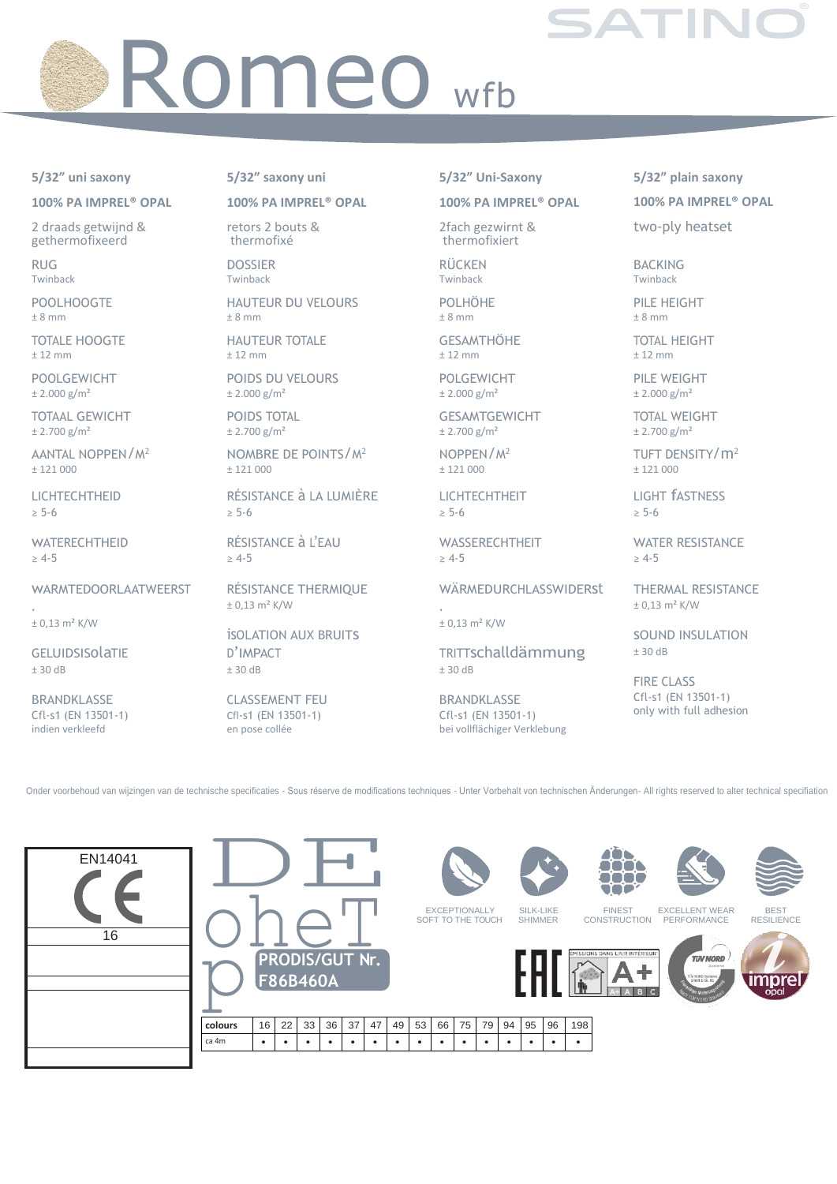# Romeo wfb

SATINO

| | | | |
|---|---|---|---|
| 5/32" uni saxony | 5/32" saxony uni | 5/32" Uni-Saxony | 5/32" plain saxony |
| 100% PA IMPREL® OPAL | 100% PA IMPREL® OPAL | 100% PA IMPREL® OPAL | 100% PA IMPREL® OPAL |
| 2 draads getwijnd & gethermofixeerd | retors 2 bouts & thermofixé | 2fach gezwirnt & thermofixiert | two-ply heatset |
| RUG<br>Twinback | DOSSIER<br>Twinback | RÜCKEN<br>Twinback | BACKING<br>Twinback |
| POOLHOOGTE<br>± 8 mm | HAUTEUR DU VELOURS<br>± 8 mm | POLHÖHE<br>± 8 mm | PILE HEIGHT<br>± 8 mm |
| TOTALE HOOGTE<br>± 12 mm | HAUTEUR TOTALE<br>± 12 mm | GESAMTHÖHE<br>± 12 mm | TOTAL HEIGHT<br>± 12 mm |
| POOLGEWICHT<br>± 2.000 g/m² | POIDS DU VELOURS<br>± 2.000 g/m² | POLGEWICHT<br>± 2.000 g/m² | PILE WEIGHT<br>± 2.000 g/m² |
| TOTAAL GEWICHT<br>± 2.700 g/m² | POIDS TOTAL<br>± 2.700 g/m² | GESAMTGEWICHT<br>± 2.700 g/m² | TOTAL WEIGHT<br>± 2.700 g/m² |
| AANTAL NOPPEN/M²<br>± 121 000 | NOMBRE DE POINTS/M²<br>± 121 000 | NOPPEN/M²<br>± 121 000 | TUFT DENSITY/m²<br>± 121 000 |
| LICHTECHTHEID<br>≥ 5-6 | RÉSISTANCE à LA LUMIÈRE<br>≥ 5-6 | LICHTECHTHEIT<br>≥ 5-6 | LIGHT fASTNESS<br>≥ 5-6 |
| WATERECHTHEID<br>≥ 4-5 | RÉSISTANCE à L'EAU<br>≥ 4-5 | WASSERECHTHEIT<br>≥ 4-5 | WATER RESISTANCE<br>≥ 4-5 |
| WARMTEDOORLAATWEERST<br>± 0,13 m² K/W | RÉSISTANCE THERMIQUE<br>± 0,13 m² K/W | WÄRMEDURCHLASSWIDERst<br>± 0,13 m² K/W | THERMAL RESISTANCE<br>± 0,13 m² K/W |
| GELUIDSISolatIE<br>± 30 dB | ISOLATION AUX BRUITS D'IMPACT<br>± 30 dB | TRITTschalldämmung<br>± 30 dB | SOUND INSULATION<br>± 30 dB |
| BRANDKLASSE<br>Cfl-s1 (EN 13501-1)<br>indien verkleefd | CLASSEMENT FEU<br>Cfl-s1 (EN 13501-1)<br>en pose collée | BRANDKLASSE<br>Cfl-s1 (EN 13501-1)<br>bei vollflächiger Verklebung | FIRE CLASS<br>Cfl-s1 (EN 13501-1)<br>only with full adhesion |

Onder voorbehoud van wijzingen van de technische specificaties - Sous réserve de modifications techniques - Unter Vorbehalt von technischen Änderungen- All rights reserved to alter technical specifiation

EN14041

CE

16

DE ohe T p

PRODIS/GUT Nr. F86B460A

EXCEPTIONALLY SOFT TO THE TOUCH — SILK-LIKE SHIMMER — FINEST CONSTRUCTION — EXCELLENT WEAR PERFORMANCE — BEST RESILIENCE

EAC — ÉMISSIONS DANS L'AIR INTÉRIEUR A+ — TÜV NORD — imprel opal

| colours | 16 | 22 | 33 | 36 | 37 | 47 | 49 | 53 | 66 | 75 | 79 | 94 | 95 | 96 | 198 |
|---|---|---|---|---|---|---|---|---|---|---|---|---|---|---|---|
| ca 4m | • | • | • | • | • | • | • | • | • | • | • | • | • | • | • |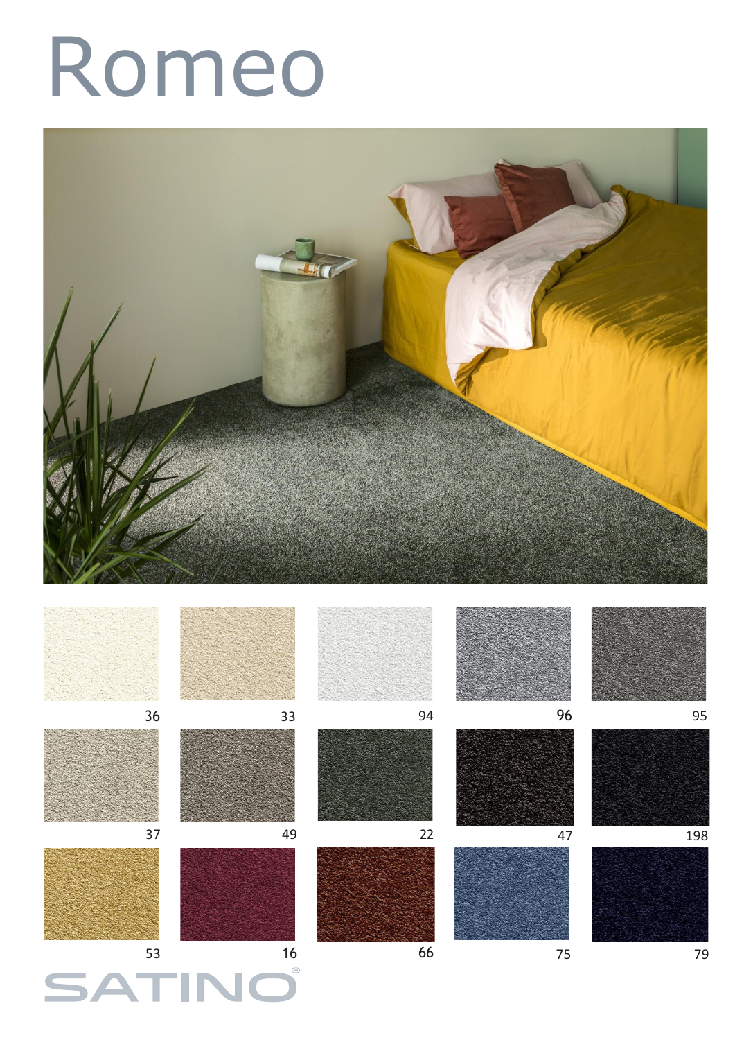# Romeo

36 33 94 96 95

37 49 22 47 198

53 16 66 75 79

SATINO®